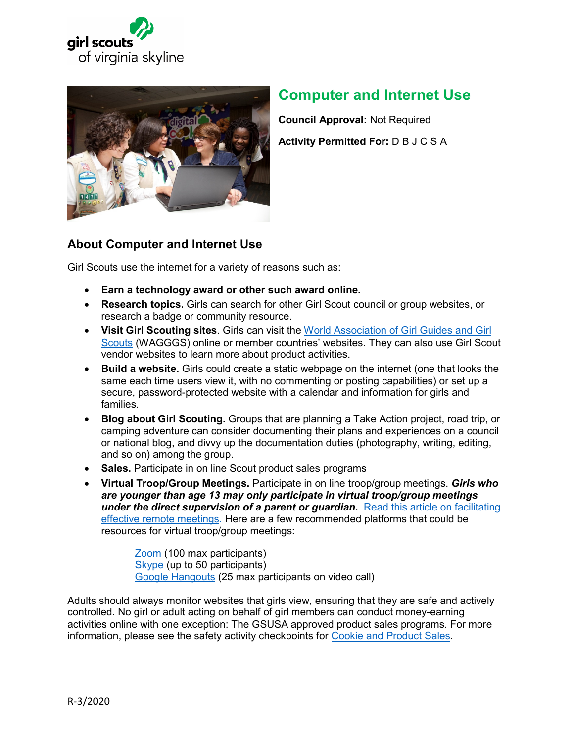# Computer and Internet Use

**Council Approval:** Not Required

**Activity Permitted For:** D B J C S A

## About Computer and Internet Use

Girl Scouts use the internet for a variety of reasons such as:

- **Earn a technology award or other such award online.**
- **Research topics.** Girls can search for other Girl Scout council or group websites, or research a badge or community resource.
- **Visit Girl Scouting sites**. Girls can visit the World Association of Girl Guides and Girl Scouts (WAGGGS) online or member countries' websites. They can also use Girl Scout vendor websites to learn more about product activities.
- **Build a website.** Girls could create a static webpage on the internet (one that looks the same each time users view it, with no commenting or posting capabilities) or set up a secure, password-protected website with a calendar and information for girls and families.
- **Blog about Girl Scouting.** Groups that are planning a Take Action project, road trip, or camping adventure can consider documenting their plans and experiences on a council or national blog, and divvy up the documentation duties (photography, writing, editing, and so on) among the group.
- **Sales.** Participate in on line Scout product sales programs
- **Virtual Troop/Group Meetings.** Participate in on line troop/group meetings. ***Girls who are younger than age 13 may only participate in virtual troop/group meetings under the direct supervision of a parent or guardian.*** Read this article on facilitating effective remote meetings. Here are a few recommended platforms that could be resources for virtual troop/group meetings:

  Zoom (100 max participants)
  Skype (up to 50 participants)
  Google Hangouts (25 max participants on video call)

Adults should always monitor websites that girls view, ensuring that they are safe and actively controlled. No girl or adult acting on behalf of girl members can conduct money-earning activities online with one exception: The GSUSA approved product sales programs. For more information, please see the safety activity checkpoints for Cookie and Product Sales.

R-3/2020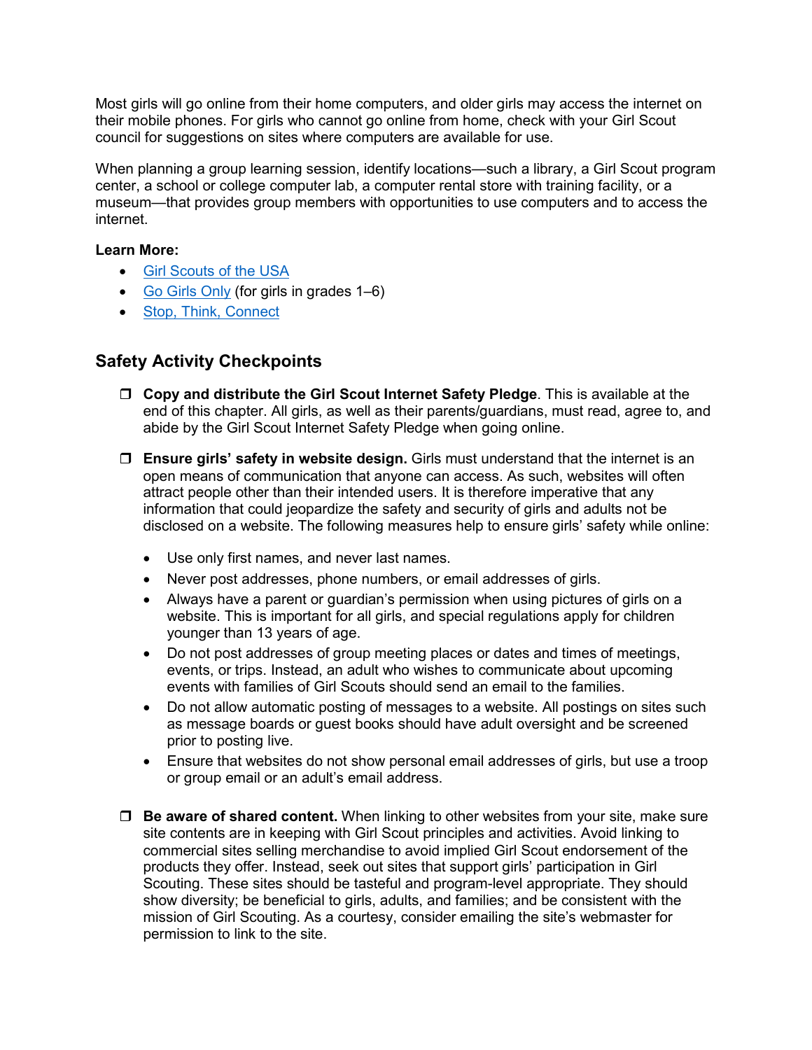Most girls will go online from their home computers, and older girls may access the internet on their mobile phones. For girls who cannot go online from home, check with your Girl Scout council for suggestions on sites where computers are available for use.

When planning a group learning session, identify locations—such a library, a Girl Scout program center, a school or college computer lab, a computer rental store with training facility, or a museum—that provides group members with opportunities to use computers and to access the internet.

**Learn More:**

- Girl Scouts of the USA
- Go Girls Only (for girls in grades 1–6)
- Stop, Think, Connect

## Safety Activity Checkpoints

- ❒ **Copy and distribute the Girl Scout Internet Safety Pledge**. This is available at the end of this chapter. All girls, as well as their parents/guardians, must read, agree to, and abide by the Girl Scout Internet Safety Pledge when going online.

- ❒ **Ensure girls' safety in website design.** Girls must understand that the internet is an open means of communication that anyone can access. As such, websites will often attract people other than their intended users. It is therefore imperative that any information that could jeopardize the safety and security of girls and adults not be disclosed on a website. The following measures help to ensure girls' safety while online:

  - Use only first names, and never last names.
  - Never post addresses, phone numbers, or email addresses of girls.
  - Always have a parent or guardian's permission when using pictures of girls on a website. This is important for all girls, and special regulations apply for children younger than 13 years of age.
  - Do not post addresses of group meeting places or dates and times of meetings, events, or trips. Instead, an adult who wishes to communicate about upcoming events with families of Girl Scouts should send an email to the families.
  - Do not allow automatic posting of messages to a website. All postings on sites such as message boards or guest books should have adult oversight and be screened prior to posting live.
  - Ensure that websites do not show personal email addresses of girls, but use a troop or group email or an adult's email address.

- ❒ **Be aware of shared content.** When linking to other websites from your site, make sure site contents are in keeping with Girl Scout principles and activities. Avoid linking to commercial sites selling merchandise to avoid implied Girl Scout endorsement of the products they offer. Instead, seek out sites that support girls' participation in Girl Scouting. These sites should be tasteful and program-level appropriate. They should show diversity; be beneficial to girls, adults, and families; and be consistent with the mission of Girl Scouting. As a courtesy, consider emailing the site's webmaster for permission to link to the site.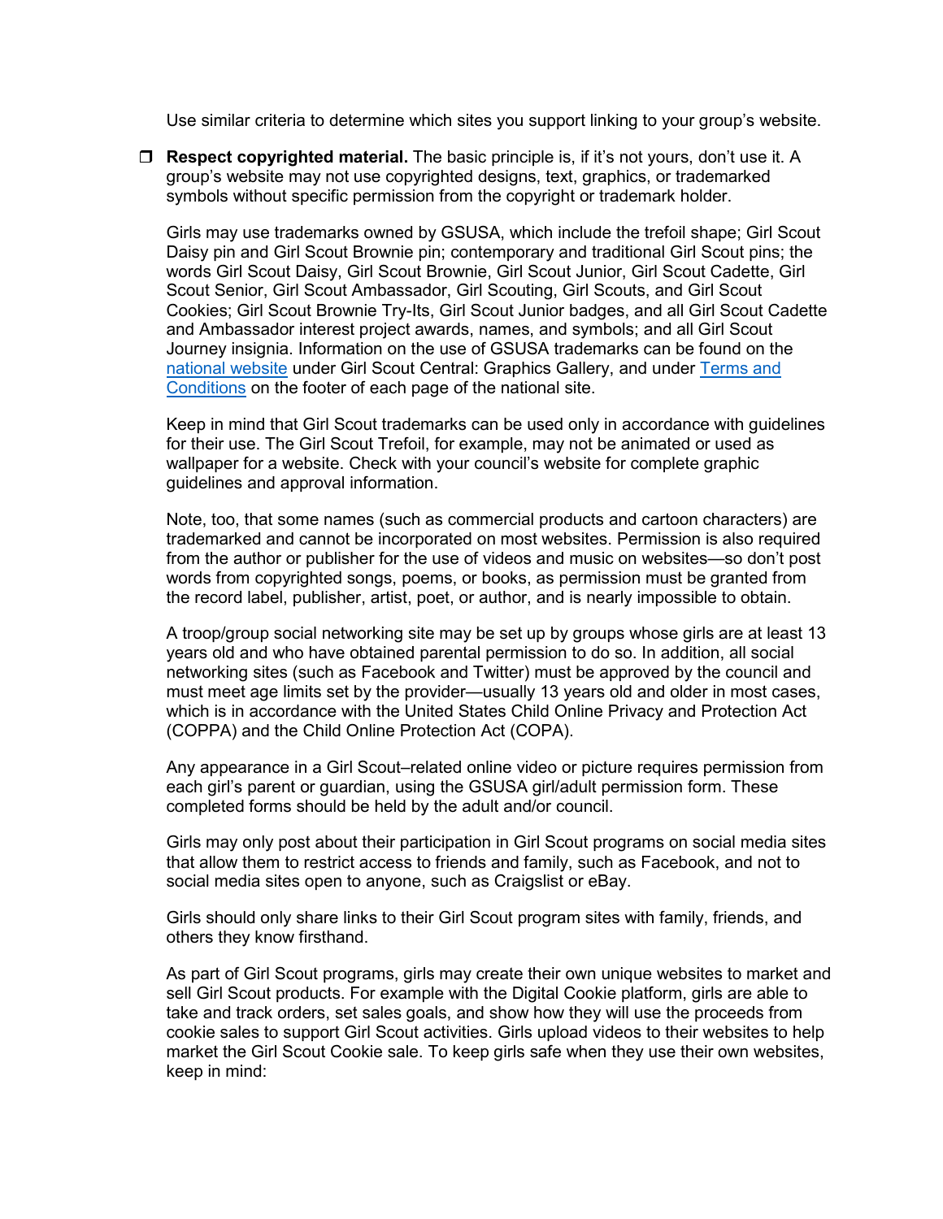Use similar criteria to determine which sites you support linking to your group's website.

- ❒ **Respect copyrighted material.** The basic principle is, if it's not yours, don't use it. A group's website may not use copyrighted designs, text, graphics, or trademarked symbols without specific permission from the copyright or trademark holder.

  Girls may use trademarks owned by GSUSA, which include the trefoil shape; Girl Scout Daisy pin and Girl Scout Brownie pin; contemporary and traditional Girl Scout pins; the words Girl Scout Daisy, Girl Scout Brownie, Girl Scout Junior, Girl Scout Cadette, Girl Scout Senior, Girl Scout Ambassador, Girl Scouting, Girl Scouts, and Girl Scout Cookies; Girl Scout Brownie Try-Its, Girl Scout Junior badges, and all Girl Scout Cadette and Ambassador interest project awards, names, and symbols; and all Girl Scout Journey insignia. Information on the use of GSUSA trademarks can be found on the national website under Girl Scout Central: Graphics Gallery, and under Terms and Conditions on the footer of each page of the national site.

  Keep in mind that Girl Scout trademarks can be used only in accordance with guidelines for their use. The Girl Scout Trefoil, for example, may not be animated or used as wallpaper for a website. Check with your council's website for complete graphic guidelines and approval information.

  Note, too, that some names (such as commercial products and cartoon characters) are trademarked and cannot be incorporated on most websites. Permission is also required from the author or publisher for the use of videos and music on websites—so don't post words from copyrighted songs, poems, or books, as permission must be granted from the record label, publisher, artist, poet, or author, and is nearly impossible to obtain.

  A troop/group social networking site may be set up by groups whose girls are at least 13 years old and who have obtained parental permission to do so. In addition, all social networking sites (such as Facebook and Twitter) must be approved by the council and must meet age limits set by the provider—usually 13 years old and older in most cases, which is in accordance with the United States Child Online Privacy and Protection Act (COPPA) and the Child Online Protection Act (COPA).

  Any appearance in a Girl Scout–related online video or picture requires permission from each girl's parent or guardian, using the GSUSA girl/adult permission form. These completed forms should be held by the adult and/or council.

  Girls may only post about their participation in Girl Scout programs on social media sites that allow them to restrict access to friends and family, such as Facebook, and not to social media sites open to anyone, such as Craigslist or eBay.

  Girls should only share links to their Girl Scout program sites with family, friends, and others they know firsthand.

  As part of Girl Scout programs, girls may create their own unique websites to market and sell Girl Scout products. For example with the Digital Cookie platform, girls are able to take and track orders, set sales goals, and show how they will use the proceeds from cookie sales to support Girl Scout activities. Girls upload videos to their websites to help market the Girl Scout Cookie sale. To keep girls safe when they use their own websites, keep in mind: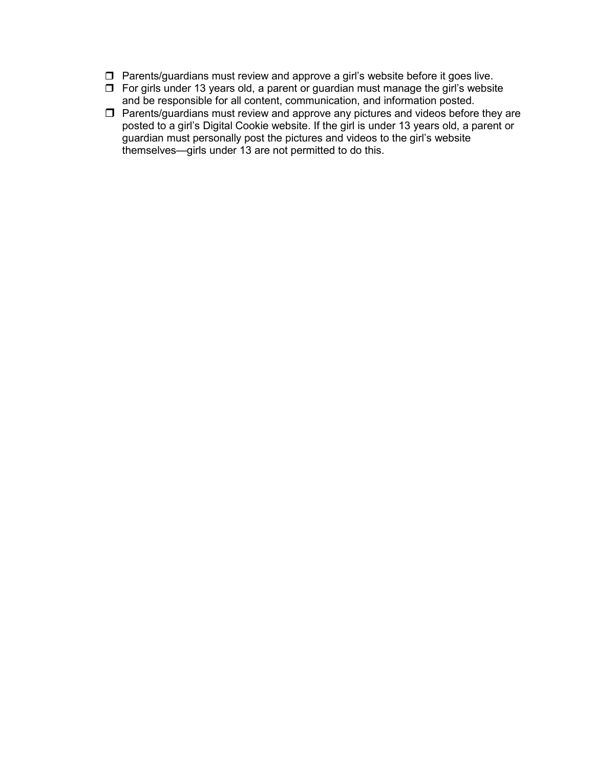- ❒ Parents/guardians must review and approve a girl's website before it goes live.
- ❒ For girls under 13 years old, a parent or guardian must manage the girl's website and be responsible for all content, communication, and information posted.
- ❒ Parents/guardians must review and approve any pictures and videos before they are posted to a girl's Digital Cookie website. If the girl is under 13 years old, a parent or guardian must personally post the pictures and videos to the girl's website themselves—girls under 13 are not permitted to do this.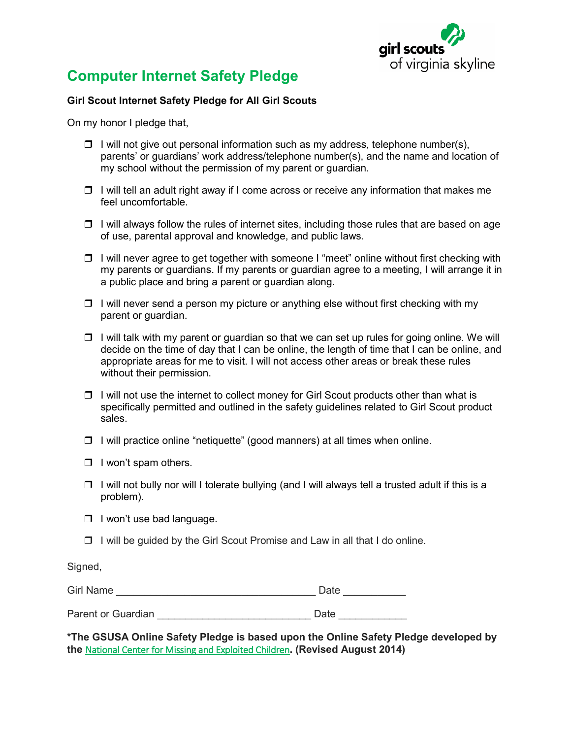# Computer Internet Safety Pledge

**Girl Scout Internet Safety Pledge for All Girl Scouts**

On my honor I pledge that,

- ❒ I will not give out personal information such as my address, telephone number(s), parents' or guardians' work address/telephone number(s), and the name and location of my school without the permission of my parent or guardian.
- ❒ I will tell an adult right away if I come across or receive any information that makes me feel uncomfortable.
- ❒ I will always follow the rules of internet sites, including those rules that are based on age of use, parental approval and knowledge, and public laws.
- ❒ I will never agree to get together with someone I "meet" online without first checking with my parents or guardians. If my parents or guardian agree to a meeting, I will arrange it in a public place and bring a parent or guardian along.
- ❒ I will never send a person my picture or anything else without first checking with my parent or guardian.
- ❒ I will talk with my parent or guardian so that we can set up rules for going online. We will decide on the time of day that I can be online, the length of time that I can be online, and appropriate areas for me to visit. I will not access other areas or break these rules without their permission.
- ❒ I will not use the internet to collect money for Girl Scout products other than what is specifically permitted and outlined in the safety guidelines related to Girl Scout product sales.
- ❒ I will practice online "netiquette" (good manners) at all times when online.
- ❒ I won't spam others.
- ❒ I will not bully nor will I tolerate bullying (and I will always tell a trusted adult if this is a problem).
- ❒ I won't use bad language.
- ❒ I will be guided by the Girl Scout Promise and Law in all that I do online.

Signed,

Girl Name ___________________________________ Date ___________

Parent or Guardian ___________________________ Date ____________

**\*The GSUSA Online Safety Pledge is based upon the Online Safety Pledge developed by the** National Center for Missing and Exploited Children**. (Revised August 2014)**